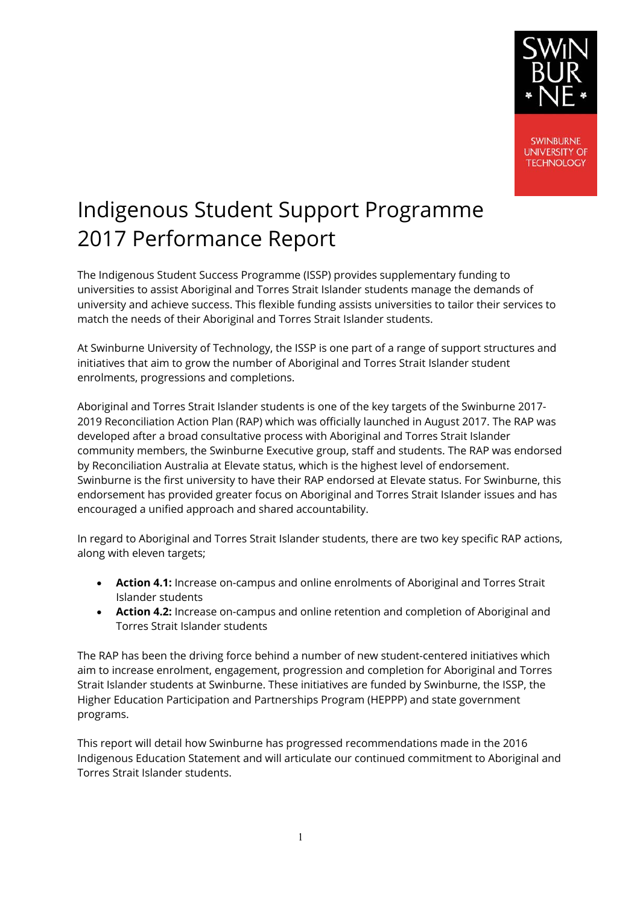# Indigenous Student Support Programme 2017 Performance Report

The Indigenous Student Success Programme (ISSP) provides supplementary funding to universities to assist Aboriginal and Torres Strait Islander students manage the demands of university and achieve success. This flexible funding assists universities to tailor their services to match the needs of their Aboriginal and Torres Strait Islander students.

At Swinburne University of Technology, the ISSP is one part of a range of support structures and initiatives that aim to grow the number of Aboriginal and Torres Strait Islander student enrolments, progressions and completions.

Aboriginal and Torres Strait Islander students is one of the key targets of the Swinburne 2017-2019 Reconciliation Action Plan (RAP) which was officially launched in August 2017. The RAP was developed after a broad consultative process with Aboriginal and Torres Strait Islander community members, the Swinburne Executive group, staff and students. The RAP was endorsed by Reconciliation Australia at Elevate status, which is the highest level of endorsement. Swinburne is the first university to have their RAP endorsed at Elevate status. For Swinburne, this endorsement has provided greater focus on Aboriginal and Torres Strait Islander issues and has encouraged a unified approach and shared accountability.

In regard to Aboriginal and Torres Strait Islander students, there are two key specific RAP actions, along with eleven targets;

- **Action 4.1:** Increase on-campus and online enrolments of Aboriginal and Torres Strait Islander students
- **Action 4.2:** Increase on-campus and online retention and completion of Aboriginal and Torres Strait Islander students

The RAP has been the driving force behind a number of new student-centered initiatives which aim to increase enrolment, engagement, progression and completion for Aboriginal and Torres Strait Islander students at Swinburne. These initiatives are funded by Swinburne, the ISSP, the Higher Education Participation and Partnerships Program (HEPPP) and state government programs.

This report will detail how Swinburne has progressed recommendations made in the 2016 Indigenous Education Statement and will articulate our continued commitment to Aboriginal and Torres Strait Islander students.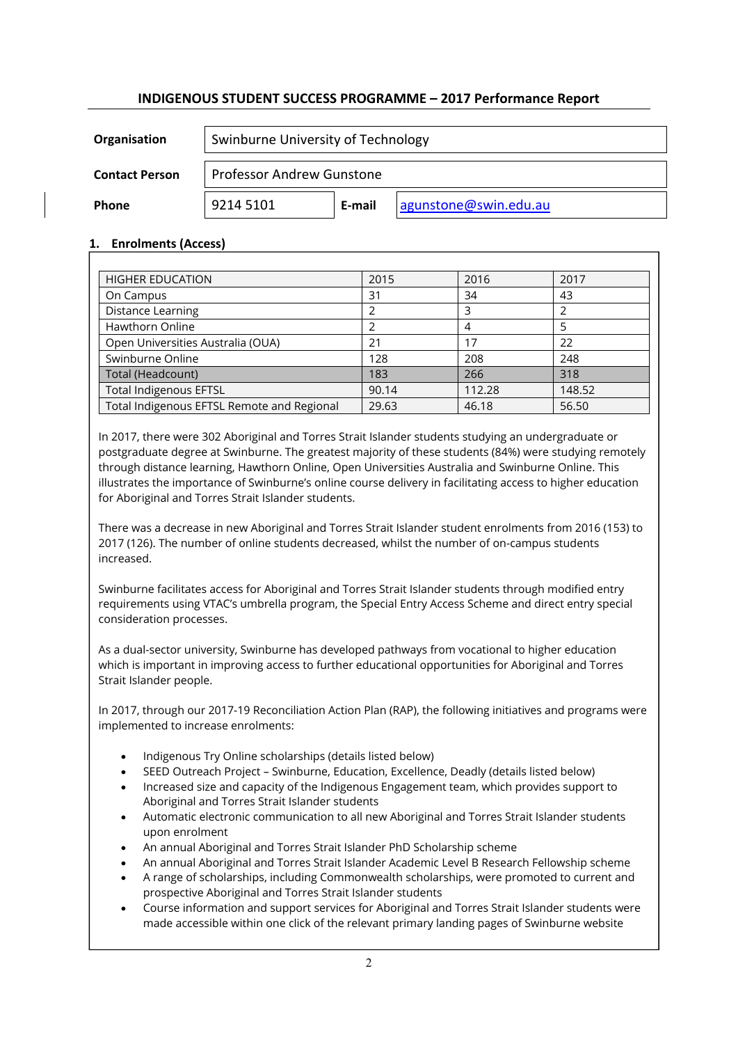## INDIGENOUS STUDENT SUCCESS PROGRAMME – 2017 Performance Report

| | | | |
|---|---|---|---|
| **Organisation** | Swinburne University of Technology | | |
| **Contact Person** | Professor Andrew Gunstone | | |
| **Phone** | 9214 5101 | **E-mail** | agunstone@swin.edu.au |

### 1. Enrolments (Access)

| HIGHER EDUCATION | 2015 | 2016 | 2017 |
|---|---|---|---|
| On Campus | 31 | 34 | 43 |
| Distance Learning | 2 | 3 | 2 |
| Hawthorn Online | 2 | 4 | 5 |
| Open Universities Australia (OUA) | 21 | 17 | 22 |
| Swinburne Online | 128 | 208 | 248 |
| Total (Headcount) | 183 | 266 | 318 |
| Total Indigenous EFTSL | 90.14 | 112.28 | 148.52 |
| Total Indigenous EFTSL Remote and Regional | 29.63 | 46.18 | 56.50 |

In 2017, there were 302 Aboriginal and Torres Strait Islander students studying an undergraduate or postgraduate degree at Swinburne. The greatest majority of these students (84%) were studying remotely through distance learning, Hawthorn Online, Open Universities Australia and Swinburne Online. This illustrates the importance of Swinburne's online course delivery in facilitating access to higher education for Aboriginal and Torres Strait Islander students.

There was a decrease in new Aboriginal and Torres Strait Islander student enrolments from 2016 (153) to 2017 (126). The number of online students decreased, whilst the number of on-campus students increased.

Swinburne facilitates access for Aboriginal and Torres Strait Islander students through modified entry requirements using VTAC's umbrella program, the Special Entry Access Scheme and direct entry special consideration processes.

As a dual-sector university, Swinburne has developed pathways from vocational to higher education which is important in improving access to further educational opportunities for Aboriginal and Torres Strait Islander people.

In 2017, through our 2017-19 Reconciliation Action Plan (RAP), the following initiatives and programs were implemented to increase enrolments:

- Indigenous Try Online scholarships (details listed below)
- SEED Outreach Project – Swinburne, Education, Excellence, Deadly (details listed below)
- Increased size and capacity of the Indigenous Engagement team, which provides support to Aboriginal and Torres Strait Islander students
- Automatic electronic communication to all new Aboriginal and Torres Strait Islander students upon enrolment
- An annual Aboriginal and Torres Strait Islander PhD Scholarship scheme
- An annual Aboriginal and Torres Strait Islander Academic Level B Research Fellowship scheme
- A range of scholarships, including Commonwealth scholarships, were promoted to current and prospective Aboriginal and Torres Strait Islander students
- Course information and support services for Aboriginal and Torres Strait Islander students were made accessible within one click of the relevant primary landing pages of Swinburne website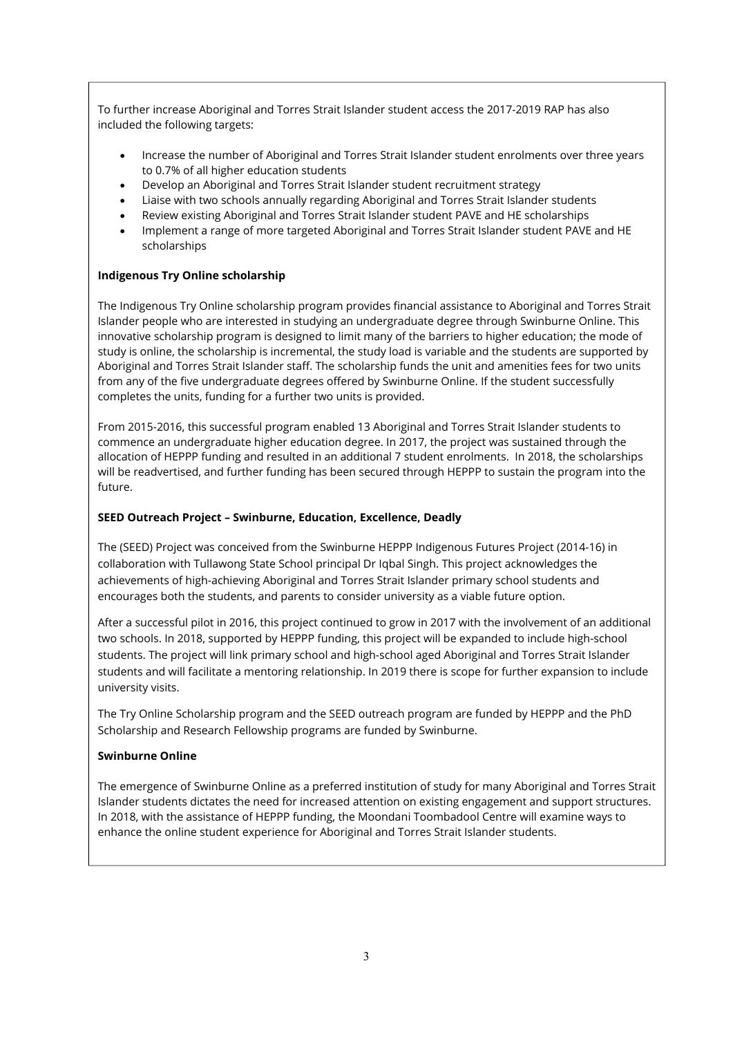To further increase Aboriginal and Torres Strait Islander student access the 2017-2019 RAP has also included the following targets:

- Increase the number of Aboriginal and Torres Strait Islander student enrolments over three years to 0.7% of all higher education students
- Develop an Aboriginal and Torres Strait Islander student recruitment strategy
- Liaise with two schools annually regarding Aboriginal and Torres Strait Islander students
- Review existing Aboriginal and Torres Strait Islander student PAVE and HE scholarships
- Implement a range of more targeted Aboriginal and Torres Strait Islander student PAVE and HE scholarships

**Indigenous Try Online scholarship**

The Indigenous Try Online scholarship program provides financial assistance to Aboriginal and Torres Strait Islander people who are interested in studying an undergraduate degree through Swinburne Online. This innovative scholarship program is designed to limit many of the barriers to higher education; the mode of study is online, the scholarship is incremental, the study load is variable and the students are supported by Aboriginal and Torres Strait Islander staff. The scholarship funds the unit and amenities fees for two units from any of the five undergraduate degrees offered by Swinburne Online. If the student successfully completes the units, funding for a further two units is provided.

From 2015-2016, this successful program enabled 13 Aboriginal and Torres Strait Islander students to commence an undergraduate higher education degree. In 2017, the project was sustained through the allocation of HEPPP funding and resulted in an additional 7 student enrolments. In 2018, the scholarships will be readvertised, and further funding has been secured through HEPPP to sustain the program into the future.

**SEED Outreach Project – Swinburne, Education, Excellence, Deadly**

The (SEED) Project was conceived from the Swinburne HEPPP Indigenous Futures Project (2014-16) in collaboration with Tullawong State School principal Dr Iqbal Singh. This project acknowledges the achievements of high-achieving Aboriginal and Torres Strait Islander primary school students and encourages both the students, and parents to consider university as a viable future option.

After a successful pilot in 2016, this project continued to grow in 2017 with the involvement of an additional two schools. In 2018, supported by HEPPP funding, this project will be expanded to include high-school students. The project will link primary school and high-school aged Aboriginal and Torres Strait Islander students and will facilitate a mentoring relationship. In 2019 there is scope for further expansion to include university visits.

The Try Online Scholarship program and the SEED outreach program are funded by HEPPP and the PhD Scholarship and Research Fellowship programs are funded by Swinburne.

**Swinburne Online**

The emergence of Swinburne Online as a preferred institution of study for many Aboriginal and Torres Strait Islander students dictates the need for increased attention on existing engagement and support structures. In 2018, with the assistance of HEPPP funding, the Moondani Toombadool Centre will examine ways to enhance the online student experience for Aboriginal and Torres Strait Islander students.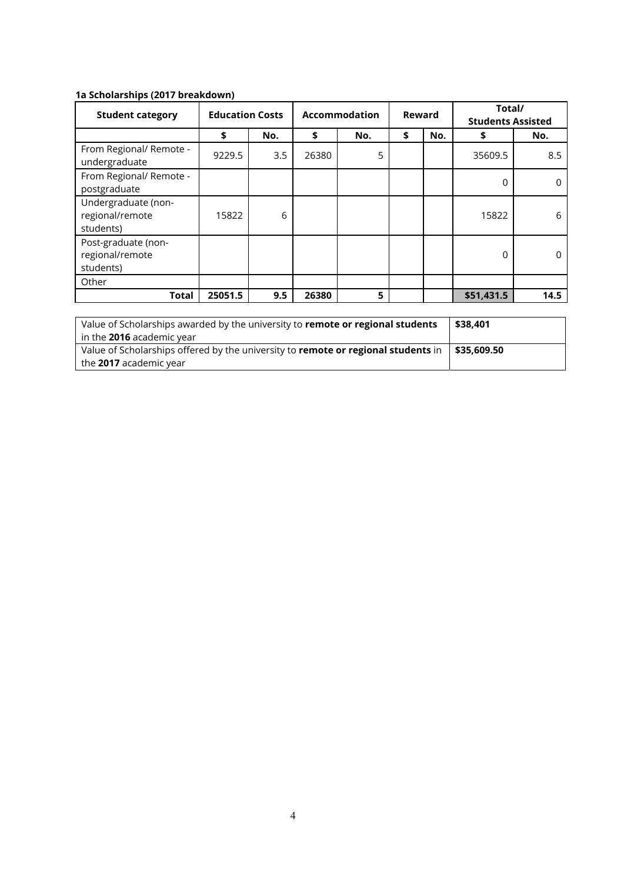**1a Scholarships (2017 breakdown)**

| Student category | Education Costs | | Accommodation | | Reward | | Total/ Students Assisted | |
|---|---|---|---|---|---|---|---|---|
| | $ | No. | $ | No. | $ | No. | $ | No. |
| From Regional/ Remote - undergraduate | 9229.5 | 3.5 | 26380 | 5 | | | 35609.5 | 8.5 |
| From Regional/ Remote - postgraduate | | | | | | | 0 | 0 |
| Undergraduate (non-regional/remote students) | 15822 | 6 | | | | | 15822 | 6 |
| Post-graduate (non-regional/remote students) | | | | | | | 0 | 0 |
| Other | | | | | | | | |
| **Total** | **25051.5** | **9.5** | **26380** | **5** | | | **$51,431.5** | **14.5** |

| | |
|---|---|
| Value of Scholarships awarded by the university to **remote or regional students** in the **2016** academic year | **$38,401** |
| Value of Scholarships offered by the university to **remote or regional students** in the **2017** academic year | **$35,609.50** |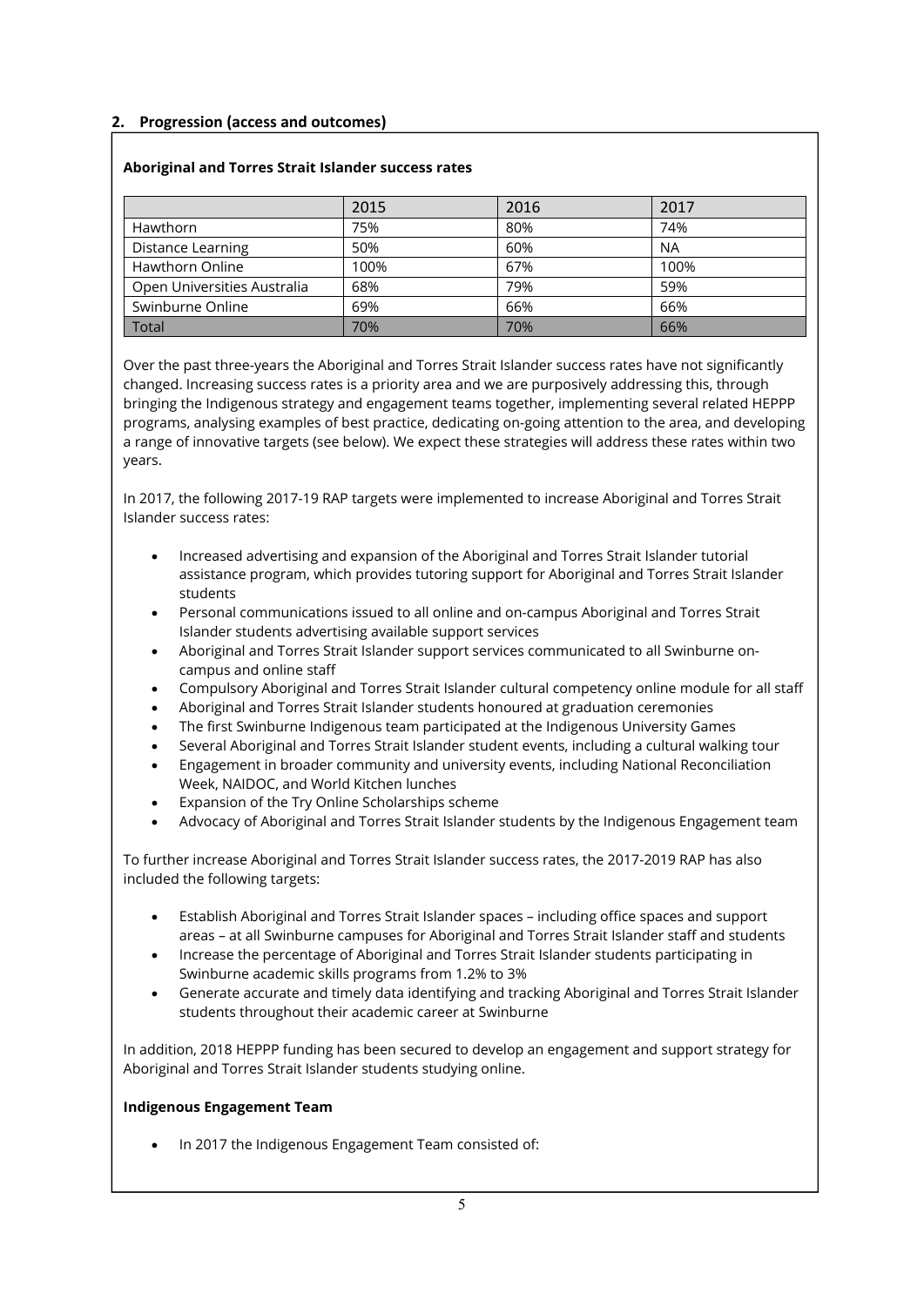## 2. Progression (access and outcomes)

**Aboriginal and Torres Strait Islander success rates**

| | 2015 | 2016 | 2017 |
|---|---|---|---|
| Hawthorn | 75% | 80% | 74% |
| Distance Learning | 50% | 60% | NA |
| Hawthorn Online | 100% | 67% | 100% |
| Open Universities Australia | 68% | 79% | 59% |
| Swinburne Online | 69% | 66% | 66% |
| Total | 70% | 70% | 66% |

Over the past three-years the Aboriginal and Torres Strait Islander success rates have not significantly changed. Increasing success rates is a priority area and we are purposively addressing this, through bringing the Indigenous strategy and engagement teams together, implementing several related HEPPP programs, analysing examples of best practice, dedicating on-going attention to the area, and developing a range of innovative targets (see below). We expect these strategies will address these rates within two years.

In 2017, the following 2017-19 RAP targets were implemented to increase Aboriginal and Torres Strait Islander success rates:

- Increased advertising and expansion of the Aboriginal and Torres Strait Islander tutorial assistance program, which provides tutoring support for Aboriginal and Torres Strait Islander students
- Personal communications issued to all online and on-campus Aboriginal and Torres Strait Islander students advertising available support services
- Aboriginal and Torres Strait Islander support services communicated to all Swinburne on-campus and online staff
- Compulsory Aboriginal and Torres Strait Islander cultural competency online module for all staff
- Aboriginal and Torres Strait Islander students honoured at graduation ceremonies
- The first Swinburne Indigenous team participated at the Indigenous University Games
- Several Aboriginal and Torres Strait Islander student events, including a cultural walking tour
- Engagement in broader community and university events, including National Reconciliation Week, NAIDOC, and World Kitchen lunches
- Expansion of the Try Online Scholarships scheme
- Advocacy of Aboriginal and Torres Strait Islander students by the Indigenous Engagement team

To further increase Aboriginal and Torres Strait Islander success rates, the 2017-2019 RAP has also included the following targets:

- Establish Aboriginal and Torres Strait Islander spaces – including office spaces and support areas – at all Swinburne campuses for Aboriginal and Torres Strait Islander staff and students
- Increase the percentage of Aboriginal and Torres Strait Islander students participating in Swinburne academic skills programs from 1.2% to 3%
- Generate accurate and timely data identifying and tracking Aboriginal and Torres Strait Islander students throughout their academic career at Swinburne

In addition, 2018 HEPPP funding has been secured to develop an engagement and support strategy for Aboriginal and Torres Strait Islander students studying online.

**Indigenous Engagement Team**

- In 2017 the Indigenous Engagement Team consisted of: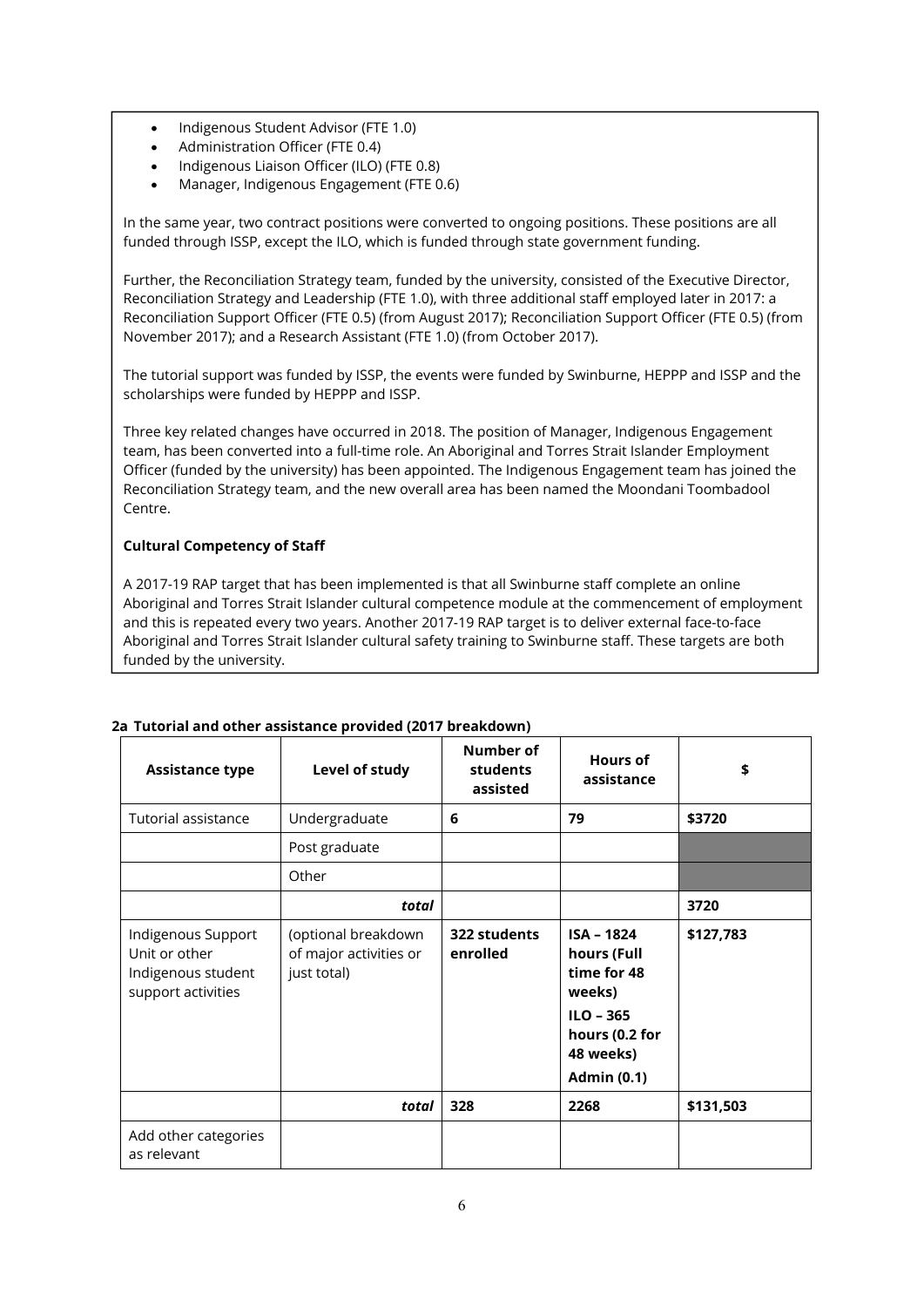- Indigenous Student Advisor (FTE 1.0)
- Administration Officer (FTE 0.4)
- Indigenous Liaison Officer (ILO) (FTE 0.8)
- Manager, Indigenous Engagement (FTE 0.6)

In the same year, two contract positions were converted to ongoing positions. These positions are all funded through ISSP, except the ILO, which is funded through state government funding.

Further, the Reconciliation Strategy team, funded by the university, consisted of the Executive Director, Reconciliation Strategy and Leadership (FTE 1.0), with three additional staff employed later in 2017: a Reconciliation Support Officer (FTE 0.5) (from August 2017); Reconciliation Support Officer (FTE 0.5) (from November 2017); and a Research Assistant (FTE 1.0) (from October 2017).

The tutorial support was funded by ISSP, the events were funded by Swinburne, HEPPP and ISSP and the scholarships were funded by HEPPP and ISSP.

Three key related changes have occurred in 2018. The position of Manager, Indigenous Engagement team, has been converted into a full-time role. An Aboriginal and Torres Strait Islander Employment Officer (funded by the university) has been appointed. The Indigenous Engagement team has joined the Reconciliation Strategy team, and the new overall area has been named the Moondani Toombadool Centre.

**Cultural Competency of Staff**

A 2017-19 RAP target that has been implemented is that all Swinburne staff complete an online Aboriginal and Torres Strait Islander cultural competence module at the commencement of employment and this is repeated every two years. Another 2017-19 RAP target is to deliver external face-to-face Aboriginal and Torres Strait Islander cultural safety training to Swinburne staff. These targets are both funded by the university.

### 2a Tutorial and other assistance provided (2017 breakdown)

| Assistance type | Level of study | Number of students assisted | Hours of assistance | $ |
|---|---|---|---|---|
| Tutorial assistance | Undergraduate | **6** | **79** | **$3720** |
| | Post graduate | | | |
| | Other | | | |
| | ***total*** | | | **3720** |
| Indigenous Support Unit or other Indigenous student support activities | (optional breakdown of major activities or just total) | **322 students enrolled** | **ISA – 1824 hours (Full time for 48 weeks)**<br>**ILO – 365 hours (0.2 for 48 weeks)**<br>**Admin (0.1)** | **$127,783** |
| | ***total*** | **328** | **2268** | **$131,503** |
| Add other categories as relevant | | | | |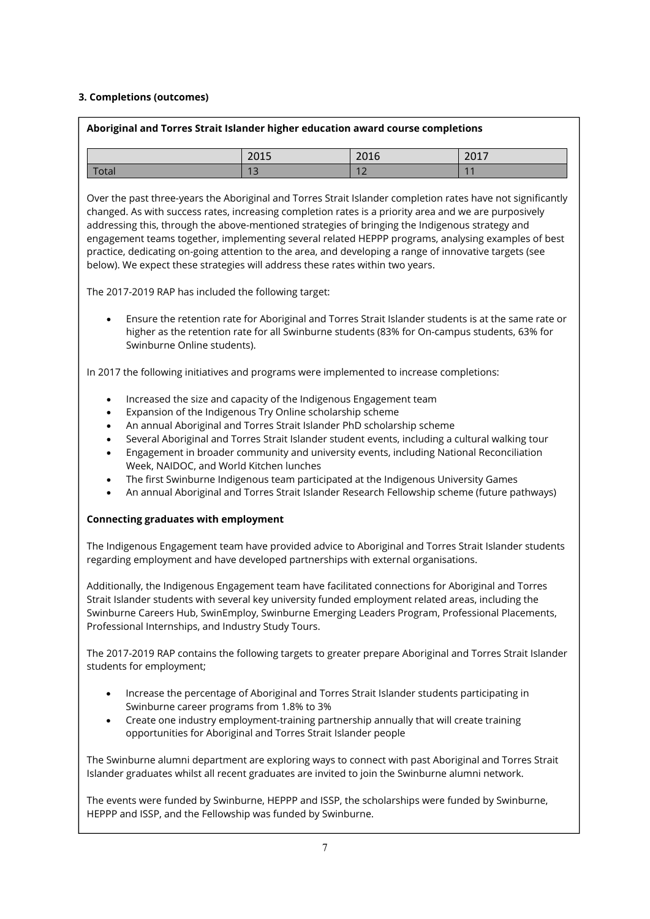### 3. Completions (outcomes)

**Aboriginal and Torres Strait Islander higher education award course completions**

| | 2015 | 2016 | 2017 |
|---|---|---|---|
| Total | 13 | 12 | 11 |

Over the past three-years the Aboriginal and Torres Strait Islander completion rates have not significantly changed. As with success rates, increasing completion rates is a priority area and we are purposively addressing this, through the above-mentioned strategies of bringing the Indigenous strategy and engagement teams together, implementing several related HEPPP programs, analysing examples of best practice, dedicating on-going attention to the area, and developing a range of innovative targets (see below). We expect these strategies will address these rates within two years.

The 2017-2019 RAP has included the following target:

- Ensure the retention rate for Aboriginal and Torres Strait Islander students is at the same rate or higher as the retention rate for all Swinburne students (83% for On-campus students, 63% for Swinburne Online students).

In 2017 the following initiatives and programs were implemented to increase completions:

- Increased the size and capacity of the Indigenous Engagement team
- Expansion of the Indigenous Try Online scholarship scheme
- An annual Aboriginal and Torres Strait Islander PhD scholarship scheme
- Several Aboriginal and Torres Strait Islander student events, including a cultural walking tour
- Engagement in broader community and university events, including National Reconciliation Week, NAIDOC, and World Kitchen lunches
- The first Swinburne Indigenous team participated at the Indigenous University Games
- An annual Aboriginal and Torres Strait Islander Research Fellowship scheme (future pathways)

**Connecting graduates with employment**

The Indigenous Engagement team have provided advice to Aboriginal and Torres Strait Islander students regarding employment and have developed partnerships with external organisations.

Additionally, the Indigenous Engagement team have facilitated connections for Aboriginal and Torres Strait Islander students with several key university funded employment related areas, including the Swinburne Careers Hub, SwinEmploy, Swinburne Emerging Leaders Program, Professional Placements, Professional Internships, and Industry Study Tours.

The 2017-2019 RAP contains the following targets to greater prepare Aboriginal and Torres Strait Islander students for employment;

- Increase the percentage of Aboriginal and Torres Strait Islander students participating in Swinburne career programs from 1.8% to 3%
- Create one industry employment-training partnership annually that will create training opportunities for Aboriginal and Torres Strait Islander people

The Swinburne alumni department are exploring ways to connect with past Aboriginal and Torres Strait Islander graduates whilst all recent graduates are invited to join the Swinburne alumni network.

The events were funded by Swinburne, HEPPP and ISSP, the scholarships were funded by Swinburne, HEPPP and ISSP, and the Fellowship was funded by Swinburne.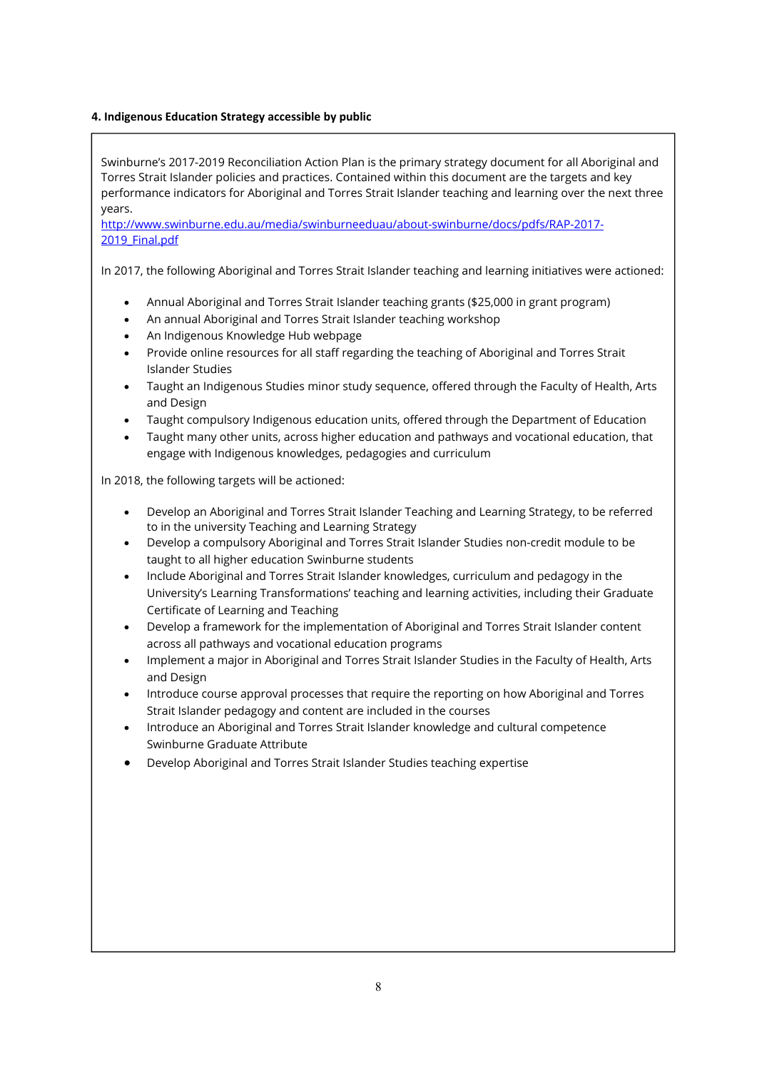**4. Indigenous Education Strategy accessible by public**

Swinburne's 2017-2019 Reconciliation Action Plan is the primary strategy document for all Aboriginal and Torres Strait Islander policies and practices. Contained within this document are the targets and key performance indicators for Aboriginal and Torres Strait Islander teaching and learning over the next three years.
[http://www.swinburne.edu.au/media/swinburneeduau/about-swinburne/docs/pdfs/RAP-2017-2019_Final.pdf](http://www.swinburne.edu.au/media/swinburneeduau/about-swinburne/docs/pdfs/RAP-2017-2019_Final.pdf)

In 2017, the following Aboriginal and Torres Strait Islander teaching and learning initiatives were actioned:

- Annual Aboriginal and Torres Strait Islander teaching grants ($25,000 in grant program)
- An annual Aboriginal and Torres Strait Islander teaching workshop
- An Indigenous Knowledge Hub webpage
- Provide online resources for all staff regarding the teaching of Aboriginal and Torres Strait Islander Studies
- Taught an Indigenous Studies minor study sequence, offered through the Faculty of Health, Arts and Design
- Taught compulsory Indigenous education units, offered through the Department of Education
- Taught many other units, across higher education and pathways and vocational education, that engage with Indigenous knowledges, pedagogies and curriculum

In 2018, the following targets will be actioned:

- Develop an Aboriginal and Torres Strait Islander Teaching and Learning Strategy, to be referred to in the university Teaching and Learning Strategy
- Develop a compulsory Aboriginal and Torres Strait Islander Studies non-credit module to be taught to all higher education Swinburne students
- Include Aboriginal and Torres Strait Islander knowledges, curriculum and pedagogy in the University's Learning Transformations' teaching and learning activities, including their Graduate Certificate of Learning and Teaching
- Develop a framework for the implementation of Aboriginal and Torres Strait Islander content across all pathways and vocational education programs
- Implement a major in Aboriginal and Torres Strait Islander Studies in the Faculty of Health, Arts and Design
- Introduce course approval processes that require the reporting on how Aboriginal and Torres Strait Islander pedagogy and content are included in the courses
- Introduce an Aboriginal and Torres Strait Islander knowledge and cultural competence Swinburne Graduate Attribute
- Develop Aboriginal and Torres Strait Islander Studies teaching expertise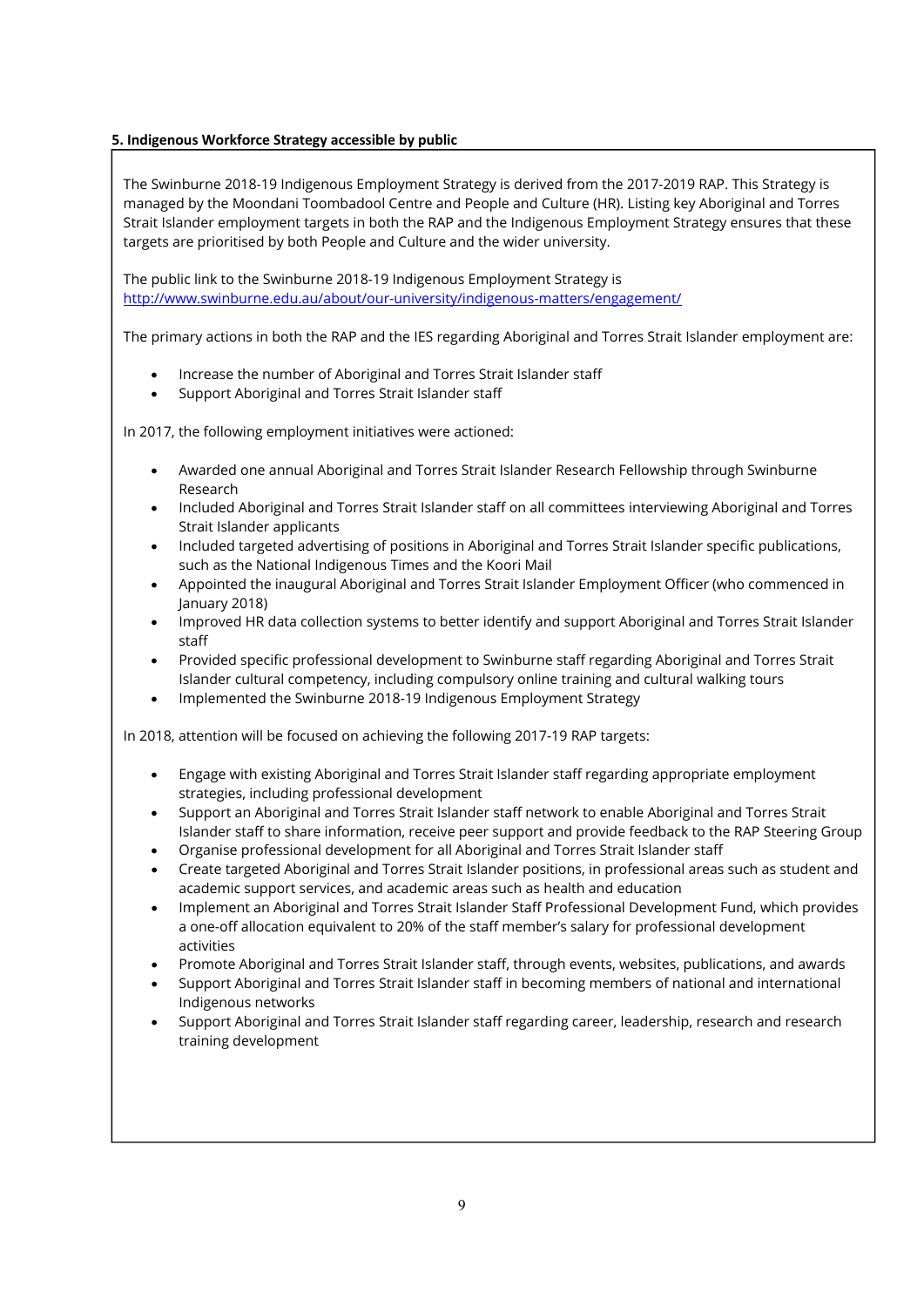**5. Indigenous Workforce Strategy accessible by public**

The Swinburne 2018-19 Indigenous Employment Strategy is derived from the 2017-2019 RAP. This Strategy is managed by the Moondani Toombadool Centre and People and Culture (HR). Listing key Aboriginal and Torres Strait Islander employment targets in both the RAP and the Indigenous Employment Strategy ensures that these targets are prioritised by both People and Culture and the wider university.

The public link to the Swinburne 2018-19 Indigenous Employment Strategy is
[http://www.swinburne.edu.au/about/our-university/indigenous-matters/engagement/](http://www.swinburne.edu.au/about/our-university/indigenous-matters/engagement/)

The primary actions in both the RAP and the IES regarding Aboriginal and Torres Strait Islander employment are:

- Increase the number of Aboriginal and Torres Strait Islander staff
- Support Aboriginal and Torres Strait Islander staff

In 2017, the following employment initiatives were actioned:

- Awarded one annual Aboriginal and Torres Strait Islander Research Fellowship through Swinburne Research
- Included Aboriginal and Torres Strait Islander staff on all committees interviewing Aboriginal and Torres Strait Islander applicants
- Included targeted advertising of positions in Aboriginal and Torres Strait Islander specific publications, such as the National Indigenous Times and the Koori Mail
- Appointed the inaugural Aboriginal and Torres Strait Islander Employment Officer (who commenced in January 2018)
- Improved HR data collection systems to better identify and support Aboriginal and Torres Strait Islander staff
- Provided specific professional development to Swinburne staff regarding Aboriginal and Torres Strait Islander cultural competency, including compulsory online training and cultural walking tours
- Implemented the Swinburne 2018-19 Indigenous Employment Strategy

In 2018, attention will be focused on achieving the following 2017-19 RAP targets:

- Engage with existing Aboriginal and Torres Strait Islander staff regarding appropriate employment strategies, including professional development
- Support an Aboriginal and Torres Strait Islander staff network to enable Aboriginal and Torres Strait Islander staff to share information, receive peer support and provide feedback to the RAP Steering Group
- Organise professional development for all Aboriginal and Torres Strait Islander staff
- Create targeted Aboriginal and Torres Strait Islander positions, in professional areas such as student and academic support services, and academic areas such as health and education
- Implement an Aboriginal and Torres Strait Islander Staff Professional Development Fund, which provides a one-off allocation equivalent to 20% of the staff member's salary for professional development activities
- Promote Aboriginal and Torres Strait Islander staff, through events, websites, publications, and awards
- Support Aboriginal and Torres Strait Islander staff in becoming members of national and international Indigenous networks
- Support Aboriginal and Torres Strait Islander staff regarding career, leadership, research and research training development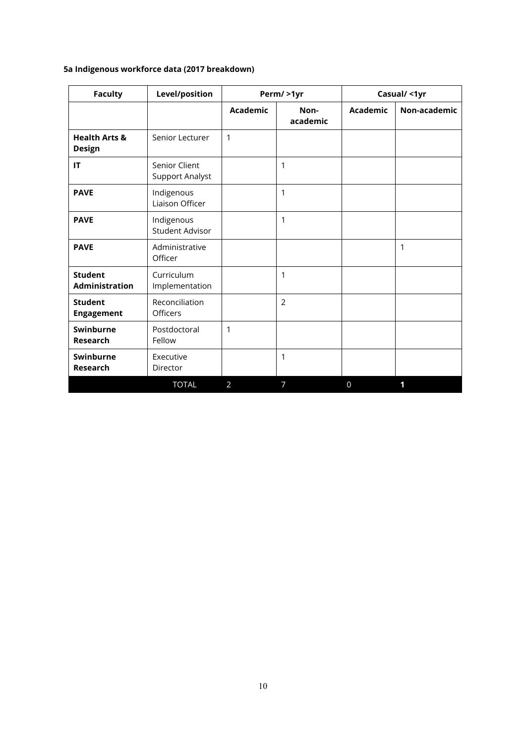**5a Indigenous workforce data (2017 breakdown)**

| Faculty | Level/position | Perm/ >1yr | | Casual/ <1yr | |
|---|---|---|---|---|---|
| | | Academic | Non-academic | Academic | Non-academic |
| **Health Arts & Design** | Senior Lecturer | 1 | | | |
| **IT** | Senior Client Support Analyst | | 1 | | |
| **PAVE** | Indigenous Liaison Officer | | 1 | | |
| **PAVE** | Indigenous Student Advisor | | 1 | | |
| **PAVE** | Administrative Officer | | | | 1 |
| **Student Administration** | Curriculum Implementation | | 1 | | |
| **Student Engagement** | Reconciliation Officers | | 2 | | |
| **Swinburne Research** | Postdoctoral Fellow | 1 | | | |
| **Swinburne Research** | Executive Director | | 1 | | |
| | TOTAL | 2 | 7 | 0 | **1** |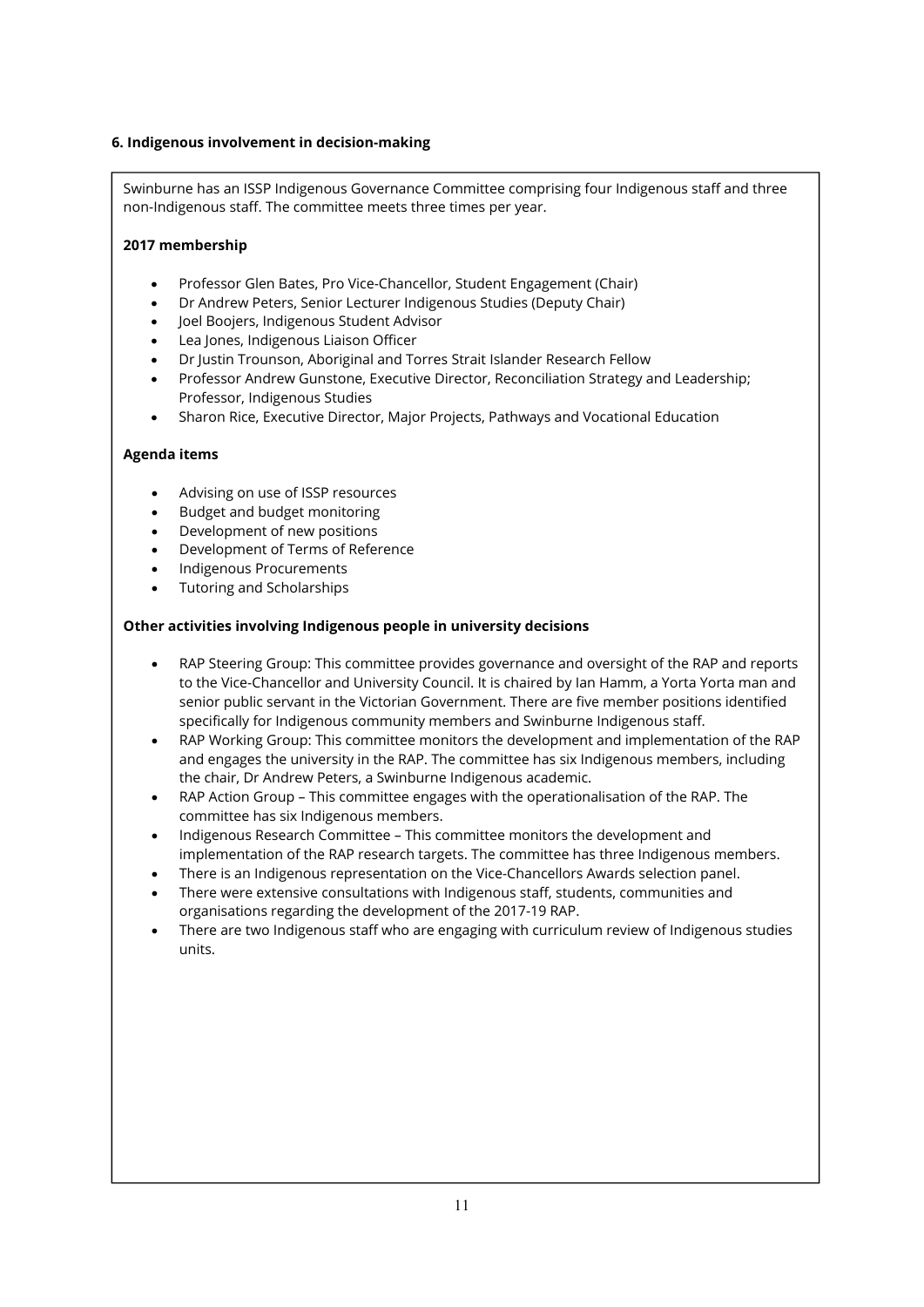### 6. Indigenous involvement in decision-making

Swinburne has an ISSP Indigenous Governance Committee comprising four Indigenous staff and three non-Indigenous staff. The committee meets three times per year.

**2017 membership**

- Professor Glen Bates, Pro Vice-Chancellor, Student Engagement (Chair)
- Dr Andrew Peters, Senior Lecturer Indigenous Studies (Deputy Chair)
- Joel Boojers, Indigenous Student Advisor
- Lea Jones, Indigenous Liaison Officer
- Dr Justin Trounson, Aboriginal and Torres Strait Islander Research Fellow
- Professor Andrew Gunstone, Executive Director, Reconciliation Strategy and Leadership; Professor, Indigenous Studies
- Sharon Rice, Executive Director, Major Projects, Pathways and Vocational Education

**Agenda items**

- Advising on use of ISSP resources
- Budget and budget monitoring
- Development of new positions
- Development of Terms of Reference
- Indigenous Procurements
- Tutoring and Scholarships

**Other activities involving Indigenous people in university decisions**

- RAP Steering Group: This committee provides governance and oversight of the RAP and reports to the Vice-Chancellor and University Council. It is chaired by Ian Hamm, a Yorta Yorta man and senior public servant in the Victorian Government. There are five member positions identified specifically for Indigenous community members and Swinburne Indigenous staff.
- RAP Working Group: This committee monitors the development and implementation of the RAP and engages the university in the RAP. The committee has six Indigenous members, including the chair, Dr Andrew Peters, a Swinburne Indigenous academic.
- RAP Action Group – This committee engages with the operationalisation of the RAP. The committee has six Indigenous members.
- Indigenous Research Committee – This committee monitors the development and implementation of the RAP research targets. The committee has three Indigenous members.
- There is an Indigenous representation on the Vice-Chancellors Awards selection panel.
- There were extensive consultations with Indigenous staff, students, communities and organisations regarding the development of the 2017-19 RAP.
- There are two Indigenous staff who are engaging with curriculum review of Indigenous studies units.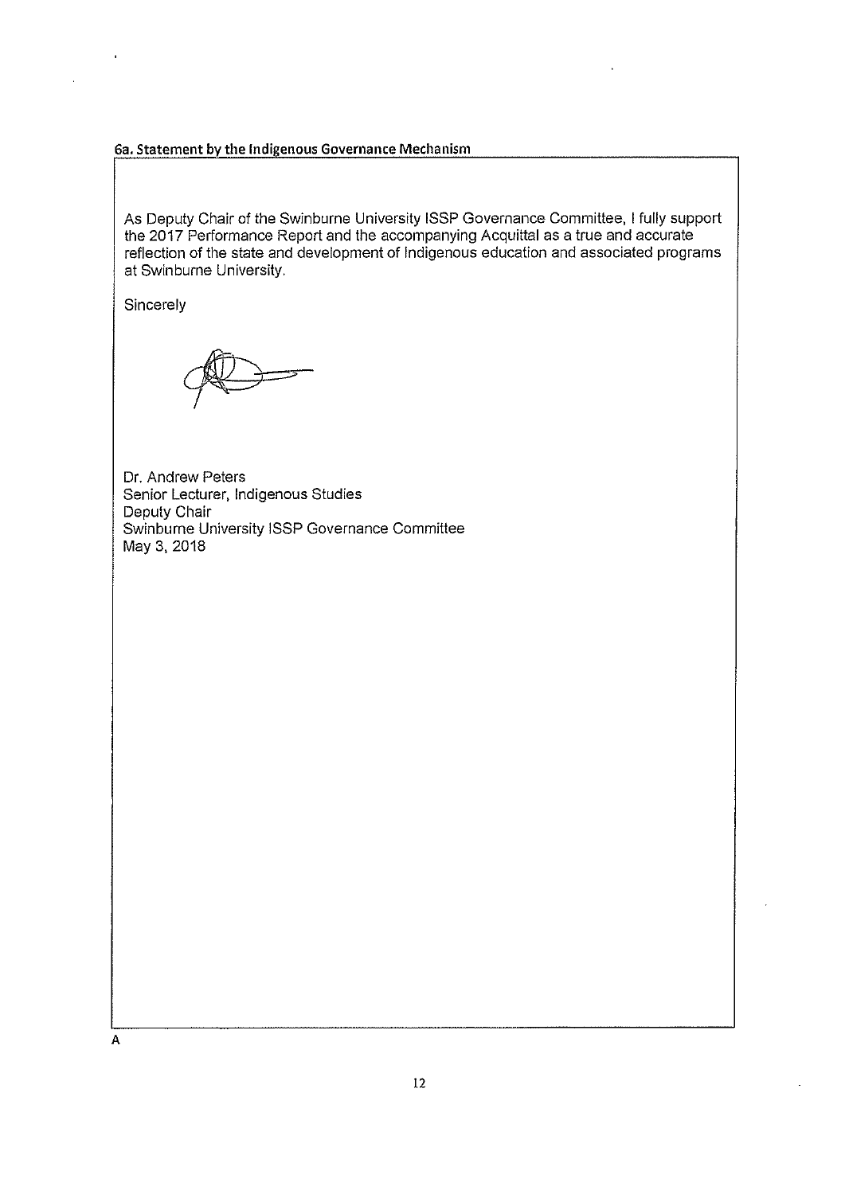**6a. Statement by the Indigenous Governance Mechanism**

As Deputy Chair of the Swinburne University ISSP Governance Committee, I fully support the 2017 Performance Report and the accompanying Acquittal as a true and accurate reflection of the state and development of Indigenous education and associated programs at Swinburne University.

Sincerely

Dr. Andrew Peters
Senior Lecturer, Indigenous Studies
Deputy Chair
Swinburne University ISSP Governance Committee
May 3, 2018

A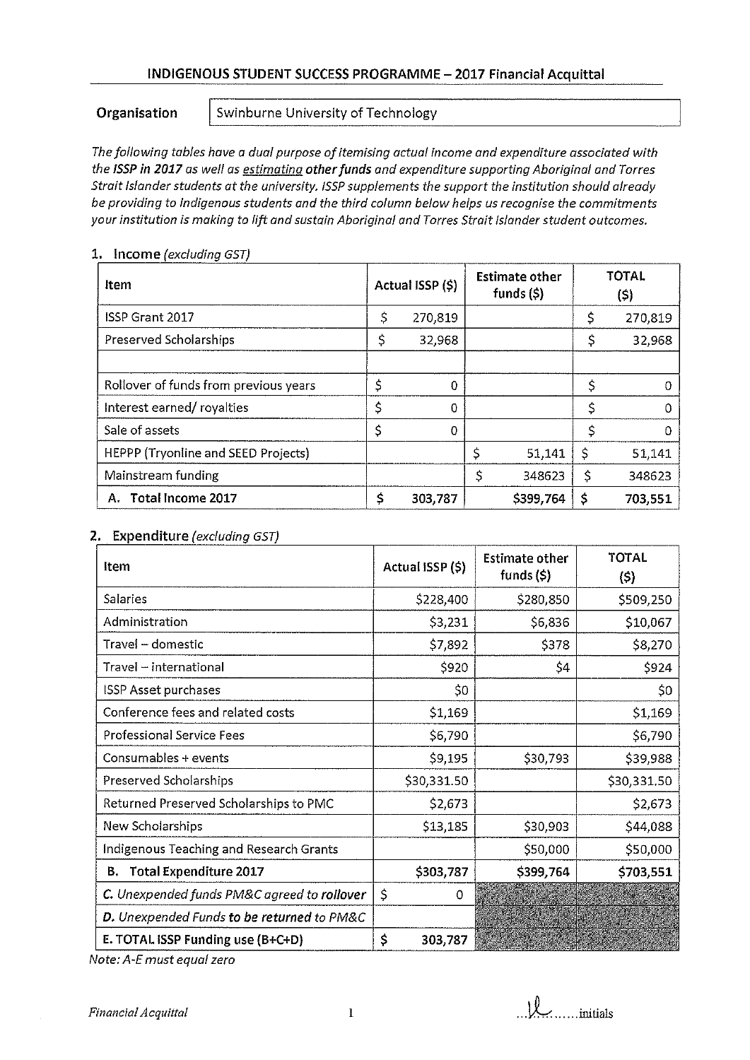## INDIGENOUS STUDENT SUCCESS PROGRAMME – 2017 Financial Acquittal

**Organisation** | Swinburne University of Technology

*The following tables have a dual purpose of itemising actual income and expenditure associated with the **ISSP in 2017** as well as estimating **other funds** and expenditure supporting Aboriginal and Torres Strait Islander students at the university. ISSP supplements the support the institution should already be providing to Indigenous students and the third column below helps us recognise the commitments your institution is making to lift and sustain Aboriginal and Torres Strait Islander student outcomes.*

### 1. Income *(excluding GST)*

| Item | Actual ISSP ($) | Estimate other funds ($) | TOTAL ($) |
|---|---|---|---|
| ISSP Grant 2017 | $ 270,819 | | $ 270,819 |
| Preserved Scholarships | $ 32,968 | | $ 32,968 |
| | | | |
| Rollover of funds from previous years | $ 0 | | $ 0 |
| Interest earned/ royalties | $ 0 | | $ 0 |
| Sale of assets | $ 0 | | $ 0 |
| HEPPP (Tryonline and SEED Projects) | | $ 51,141 | $ 51,141 |
| Mainstream funding | | $ 348623 | $ 348623 |
| **A. Total Income 2017** | **$ 303,787** | **$399,764** | **$ 703,551** |

### 2. Expenditure *(excluding GST)*

| Item | Actual ISSP ($) | Estimate other funds ($) | TOTAL ($) |
|---|---|---|---|
| Salaries | $228,400 | $280,850 | $509,250 |
| Administration | $3,231 | $6,836 | $10,067 |
| Travel – domestic | $7,892 | $378 | $8,270 |
| Travel – international | $920 | $4 | $924 |
| ISSP Asset purchases | $0 | | $0 |
| Conference fees and related costs | $1,169 | | $1,169 |
| Professional Service Fees | $6,790 | | $6,790 |
| Consumables + events | $9,195 | $30,793 | $39,988 |
| Preserved Scholarships | $30,331.50 | | $30,331.50 |
| Returned Preserved Scholarships to PMC | $2,673 | | $2,673 |
| New Scholarships | $13,185 | $30,903 | $44,088 |
| Indigenous Teaching and Research Grants | | $50,000 | $50,000 |
| **B. Total Expenditure 2017** | **$303,787** | **$399,764** | **$703,551** |
| ***C.*** *Unexpended funds PM&C agreed to* ***rollover*** | $ 0 | | |
| ***D.*** *Unexpended Funds* ***to be returned*** *to PM&C* | | | |
| **E. TOTAL ISSP Funding use (B+C+D)** | **$ 303,787** | | |

*Note: A-E must equal zero*

*Financial Acquittal* ...........initials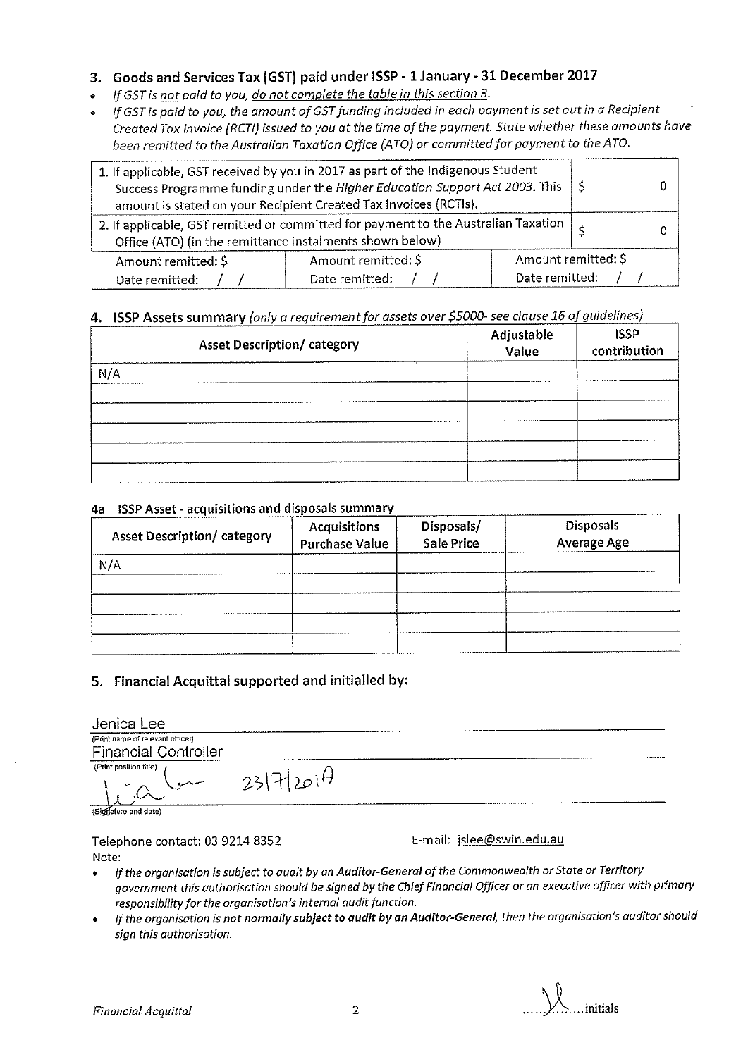## 3. Goods and Services Tax (GST) paid under ISSP - 1 January - 31 December 2017

- *If GST is not paid to you, do not complete the table in this section 3.*
- *If GST is paid to you, the amount of GST funding included in each payment is set out in a Recipient Created Tax Invoice (RCTI) issued to you at the time of the payment. State whether these amounts have been remitted to the Australian Taxation Office (ATO) or committed for payment to the ATO.*

| | | |
|---|---|---|
| 1. If applicable, GST received by you in 2017 as part of the Indigenous Student Success Programme funding under the *Higher Education Support Act 2003*. This amount is stated on your Recipient Created Tax Invoices (RCTIs). | | $ 0 |
| 2. If applicable, GST remitted or committed for payment to the Australian Taxation Office (ATO) (in the remittance instalments shown below) | | $ 0 |
| Amount remitted: $<br>Date remitted: / / | Amount remitted: $<br>Date remitted: / / | Amount remitted: $<br>Date remitted: / / |

## 4. ISSP Assets summary *(only a requirement for assets over $5000- see clause 16 of guidelines)*

| Asset Description/ category | Adjustable Value | ISSP contribution |
|---|---|---|
| N/A | | |
| | | |
| | | |
| | | |
| | | |
| | | |

### 4a ISSP Asset - acquisitions and disposals summary

| Asset Description/ category | Acquisitions Purchase Value | Disposals/ Sale Price | Disposals Average Age |
|---|---|---|---|
| N/A | | | |
| | | | |
| | | | |
| | | | |
| | | | |

## 5. Financial Acquittal supported and initialled by:

Jenica Lee
(Print name of relevant officer)

Financial Controller
(Print position title)

[Signature] 23/7/2018
(Signature and date)

Telephone contact: 03 9214 8352 E-mail: jslee@swin.edu.au

Note:

- *If the organisation is subject to audit by an* ***Auditor-General*** *of the Commonwealth or State or Territory government this authorisation should be signed by the Chief Financial Officer or an executive officer with primary responsibility for the organisation's internal audit function.*
- *If the organisation is* ***not normally subject to audit by an Auditor-General****, then the organisation's auditor should sign this authorisation.*

*Financial Acquittal* ..........initials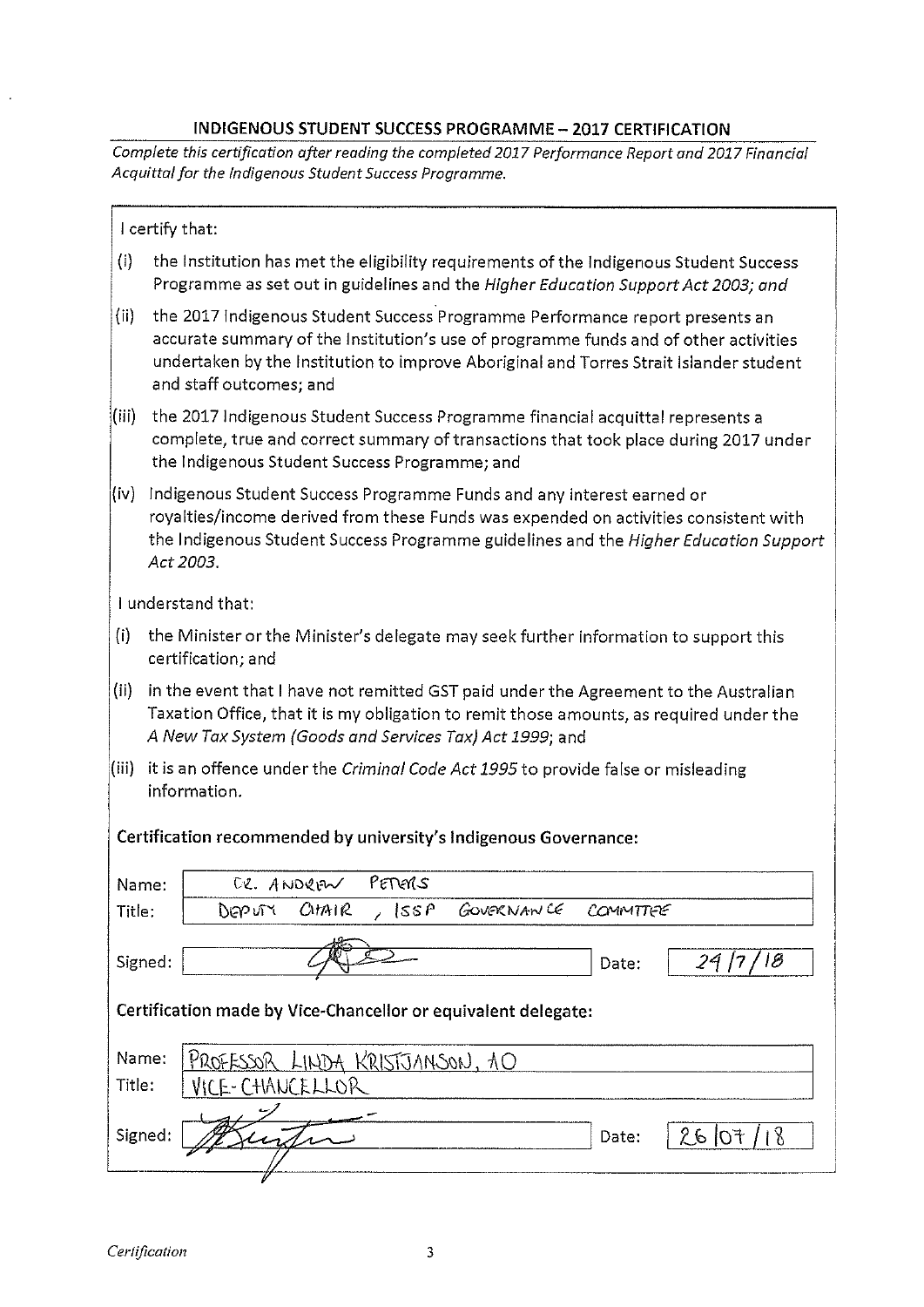## INDIGENOUS STUDENT SUCCESS PROGRAMME – 2017 CERTIFICATION

*Complete this certification after reading the completed 2017 Performance Report and 2017 Financial Acquittal for the Indigenous Student Success Programme.*

I certify that:

(i) the Institution has met the eligibility requirements of the Indigenous Student Success Programme as set out in guidelines and the *Higher Education Support Act 2003; and*

(ii) the 2017 Indigenous Student Success Programme Performance report presents an accurate summary of the Institution's use of programme funds and of other activities undertaken by the Institution to improve Aboriginal and Torres Strait Islander student and staff outcomes; and

(iii) the 2017 Indigenous Student Success Programme financial acquittal represents a complete, true and correct summary of transactions that took place during 2017 under the Indigenous Student Success Programme; and

(iv) Indigenous Student Success Programme Funds and any interest earned or royalties/income derived from these Funds was expended on activities consistent with the Indigenous Student Success Programme guidelines and the *Higher Education Support Act 2003*.

I understand that:

(i) the Minister or the Minister's delegate may seek further information to support this certification; and

(ii) in the event that I have not remitted GST paid under the Agreement to the Australian Taxation Office, that it is my obligation to remit those amounts, as required under the *A New Tax System (Goods and Services Tax) Act 1999*; and

(iii) it is an offence under the *Criminal Code Act 1995* to provide false or misleading information.

**Certification recommended by university's Indigenous Governance:**

| | | | |
|---|---|---|---|
| Name: | CR. ANDREW PETERS | | |
| Title: | DEPUTY CHAIR, ISSP GOVERNANCE COMMITTEE | | |
| Signed: | [signature] | Date: | 24/7/18 |

**Certification made by Vice-Chancellor or equivalent delegate:**

| | | | |
|---|---|---|---|
| Name: | PROFESSOR LINDA KRISTJANSON, AO | | |
| Title: | VICE-CHANCELLOR | | |
| Signed: | [signature] | Date: | 26/07/18 |